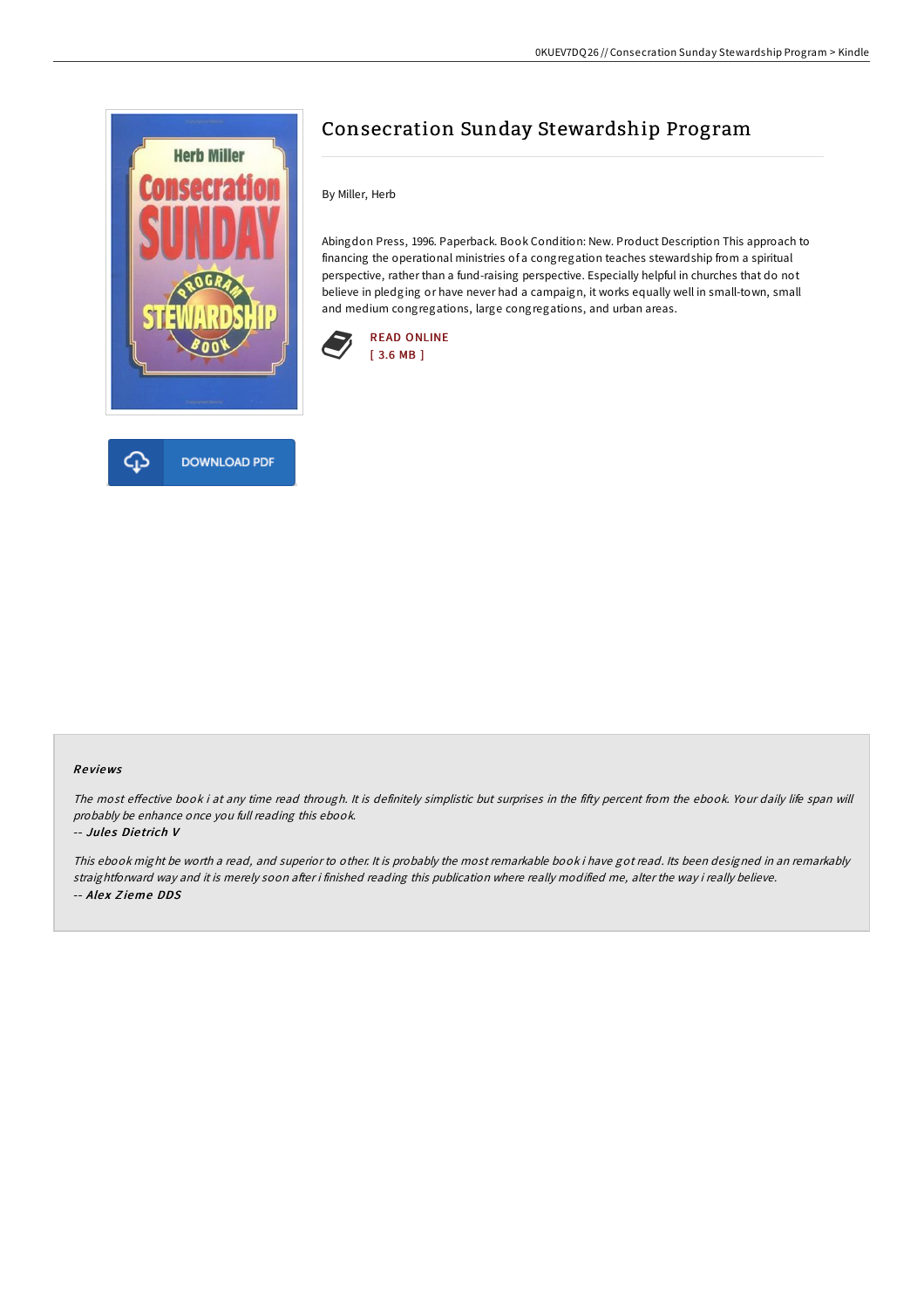# Consecration Sunday Stewardship Program

By Miller, Herb

Abingdon Press, 1996. Paperback. Book Condition: New. Product Description This approach to financing the operational ministries of a congregation teaches stewardship from a spiritual perspective, rather than a fund-raising perspective. Especially helpful in churches that do not believe in pledging or have never had a campaign, it works equally well in small-town, small and medium congregations, large congregations, and urban areas.

READ ONLINE
[ 3.6 MB ]

DOWNLOAD PDF

### Reviews

*The most effective book i at any time read through. It is definitely simplistic but surprises in the fifty percent from the ebook. Your daily life span will probably be enhance once you full reading this ebook.*

*-- Jules Dietrich V*

*This ebook might be worth a read, and superior to other. It is probably the most remarkable book i have got read. Its been designed in an remarkably straightforward way and it is merely soon after i finished reading this publication where really modified me, alter the way i really believe.*

*-- Alex Zieme DDS*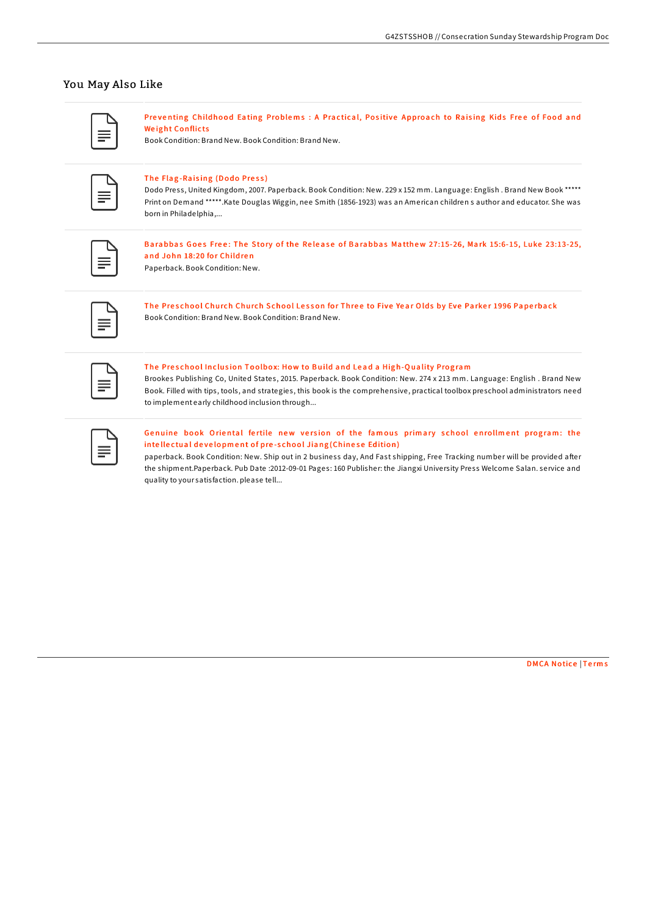## You May Also Like

**Preventing Childhood Eating Problems : A Practical, Positive Approach to Raising Kids Free of Food and Weight Conflicts**

Book Condition: Brand New. Book Condition: Brand New.

**The Flag-Raising (Dodo Press)**

Dodo Press, United Kingdom, 2007. Paperback. Book Condition: New. 229 x 152 mm. Language: English . Brand New Book ***** Print on Demand *****.Kate Douglas Wiggin, nee Smith (1856-1923) was an American children s author and educator. She was born in Philadelphia,...

**Barabbas Goes Free: The Story of the Release of Barabbas Matthew 27:15-26, Mark 15:6-15, Luke 23:13-25, and John 18:20 for Children**

Paperback. Book Condition: New.

**The Preschool Church Church School Lesson for Three to Five Year Olds by Eve Parker 1996 Paperback**

Book Condition: Brand New. Book Condition: Brand New.

**The Preschool Inclusion Toolbox: How to Build and Lead a High-Quality Program**

Brookes Publishing Co, United States, 2015. Paperback. Book Condition: New. 274 x 213 mm. Language: English . Brand New Book. Filled with tips, tools, and strategies, this book is the comprehensive, practical toolbox preschool administrators need to implement early childhood inclusion through...

**Genuine book Oriental fertile new version of the famous primary school enrollment program: the intellectual development of pre-school Jiang(Chinese Edition)**

paperback. Book Condition: New. Ship out in 2 business day, And Fast shipping, Free Tracking number will be provided after the shipment.Paperback. Pub Date :2012-09-01 Pages: 160 Publisher: the Jiangxi University Press Welcome Salan. service and quality to your satisfaction. please tell...